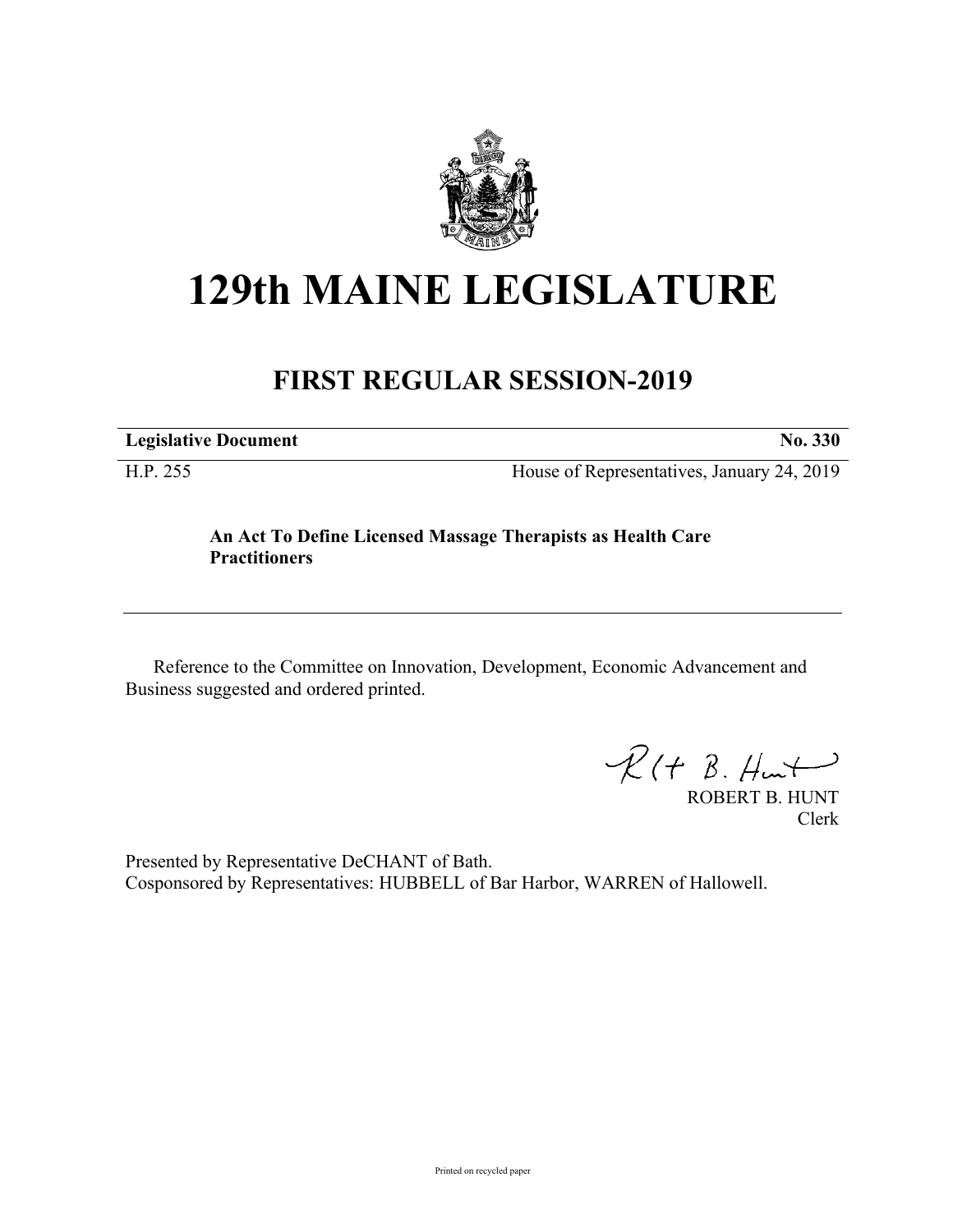# 129th MAINE LEGISLATURE

## FIRST REGULAR SESSION-2019

**Legislative Document** **No. 330**

H.P. 255 House of Representatives, January 24, 2019

**An Act To Define Licensed Massage Therapists as Health Care Practitioners**

---

Reference to the Committee on Innovation, Development, Economic Advancement and Business suggested and ordered printed.

ROBERT B. HUNT
Clerk

Presented by Representative DeCHANT of Bath.
Cosponsored by Representatives: HUBBELL of Bar Harbor, WARREN of Hallowell.

Printed on recycled paper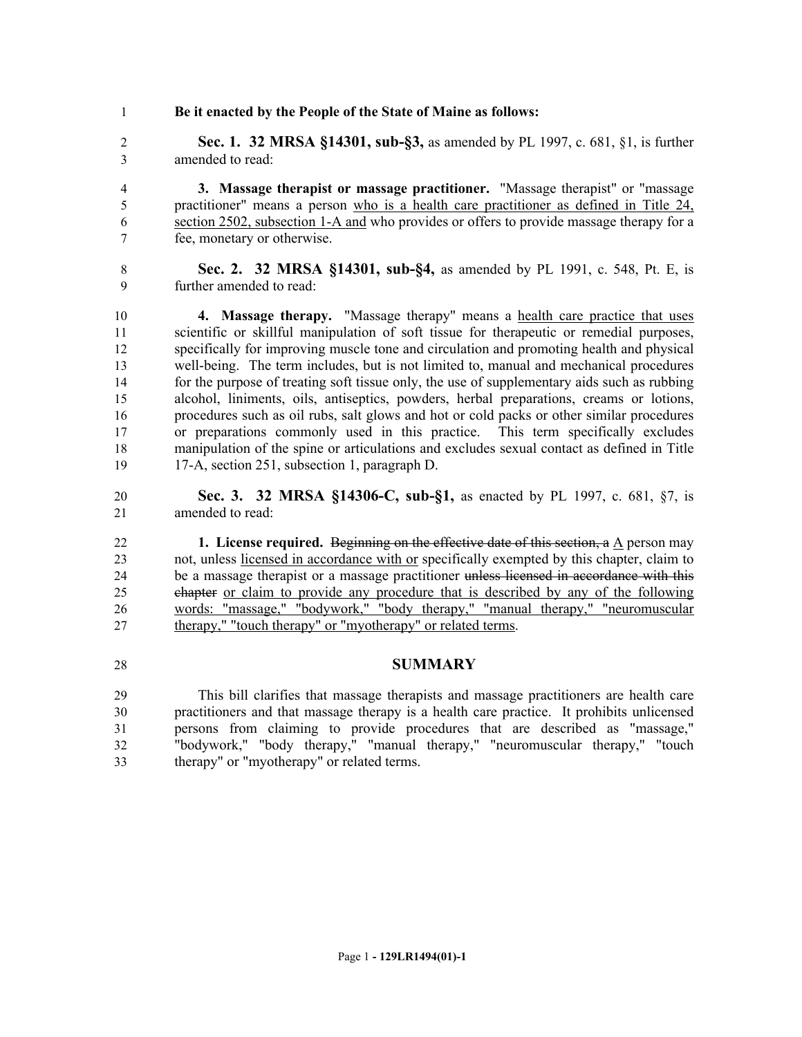**Be it enacted by the People of the State of Maine as follows:**

**Sec. 1. 32 MRSA §14301, sub-§3,** as amended by PL 1997, c. 681, §1, is further amended to read:

**3. Massage therapist or massage practitioner.** "Massage therapist" or "massage practitioner" means a person <u>who is a health care practitioner as defined in Title 24, section 2502, subsection 1-A and</u> who provides or offers to provide massage therapy for a fee, monetary or otherwise.

**Sec. 2. 32 MRSA §14301, sub-§4,** as amended by PL 1991, c. 548, Pt. E, is further amended to read:

**4. Massage therapy.** "Massage therapy" means a <u>health care practice that uses</u> scientific or skillful manipulation of soft tissue for therapeutic or remedial purposes, specifically for improving muscle tone and circulation and promoting health and physical well-being. The term includes, but is not limited to, manual and mechanical procedures for the purpose of treating soft tissue only, the use of supplementary aids such as rubbing alcohol, liniments, oils, antiseptics, powders, herbal preparations, creams or lotions, procedures such as oil rubs, salt glows and hot or cold packs or other similar procedures or preparations commonly used in this practice. This term specifically excludes manipulation of the spine or articulations and excludes sexual contact as defined in Title 17-A, section 251, subsection 1, paragraph D.

**Sec. 3. 32 MRSA §14306-C, sub-§1,** as enacted by PL 1997, c. 681, §7, is amended to read:

**1. License required.** ~~Beginning on the effective date of this section, a~~ <u>A</u> person may not, unless <u>licensed in accordance with or</u> specifically exempted by this chapter, claim to be a massage therapist or a massage practitioner ~~unless licensed in accordance with this chapter~~ <u>or claim to provide any procedure that is described by any of the following words: "massage," "bodywork," "body therapy," "manual therapy," "neuromuscular therapy," "touch therapy" or "myotherapy" or related terms</u>.

## SUMMARY

This bill clarifies that massage therapists and massage practitioners are health care practitioners and that massage therapy is a health care practice. It prohibits unlicensed persons from claiming to provide procedures that are described as "massage," "bodywork," "body therapy," "manual therapy," "neuromuscular therapy," "touch therapy" or "myotherapy" or related terms.